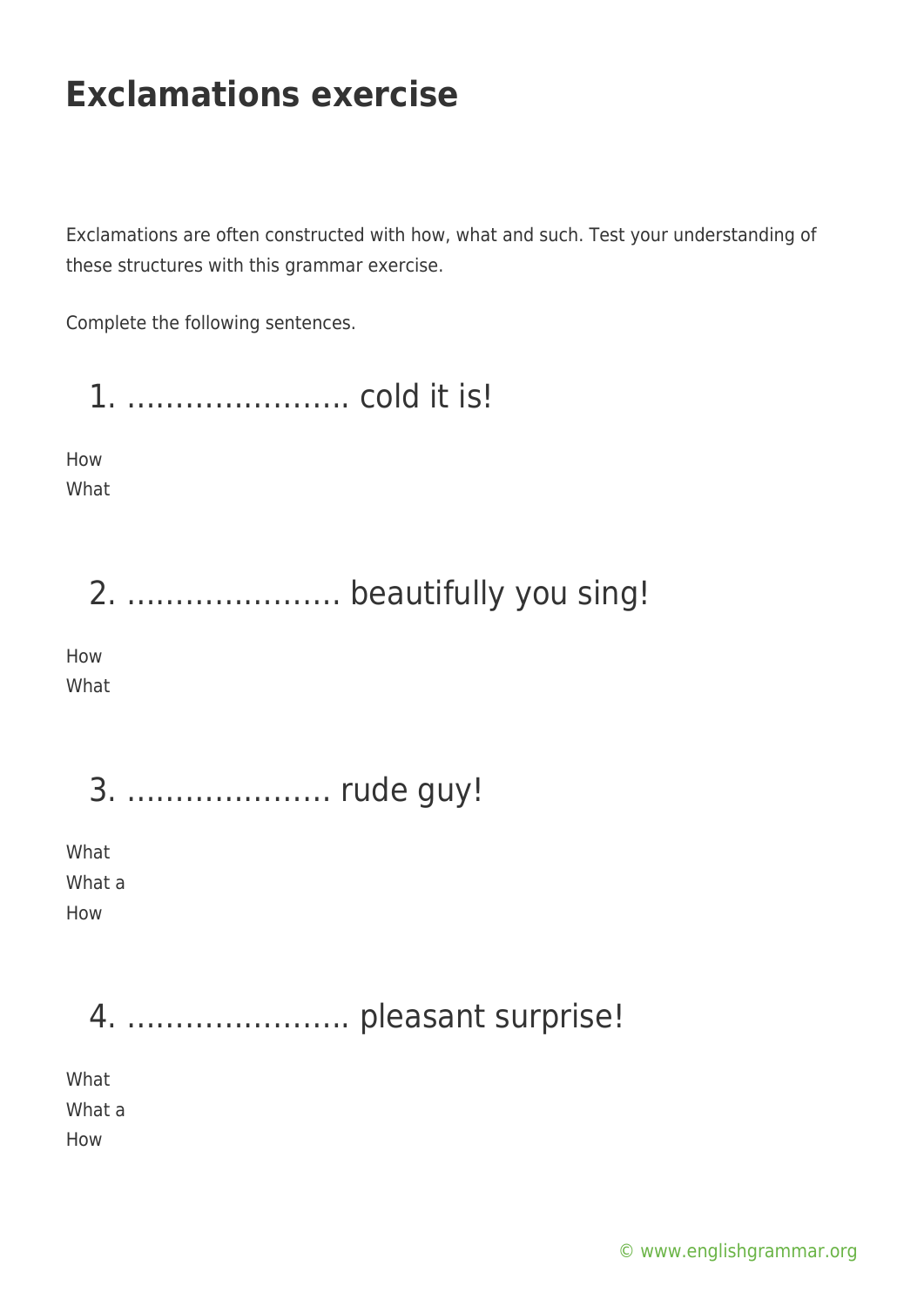# Exclamations exercise

Exclamations are often constructed with how, what and such. Test your understanding of these structures with this grammar exercise.

Complete the following sentences.

## 1. ………………….. cold it is!

How
What

## 2. …………………. beautifully you sing!

How
What

## 3. ………………… rude guy!

What
What a
How

## 4. ………………….. pleasant surprise!

What
What a
How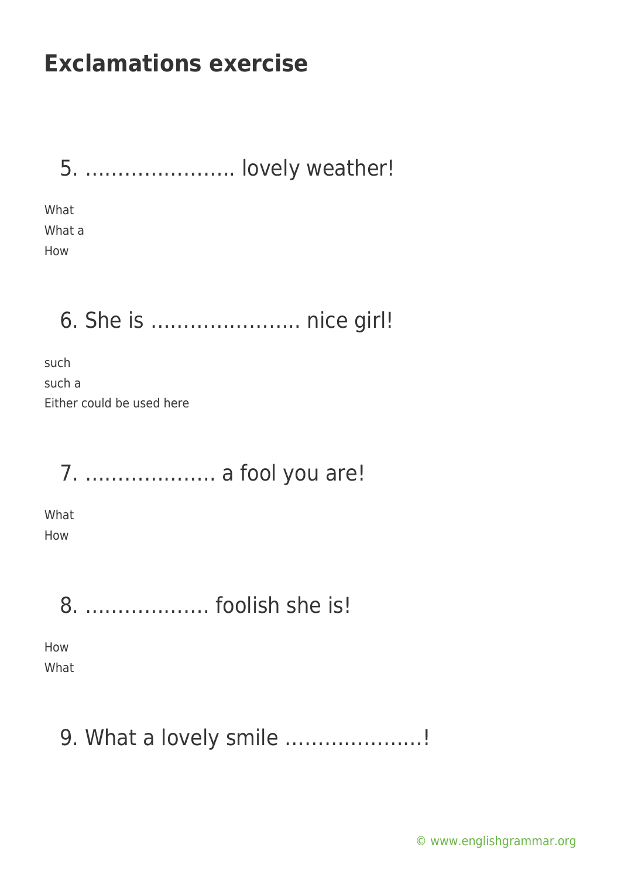# Exclamations exercise

5. ...................... lovely weather!

What
What a
How

6. She is ...................... nice girl!

such
such a
Either could be used here

7. .................... a fool you are!

What
How

8. ................... foolish she is!

How
What

9. What a lovely smile .....................!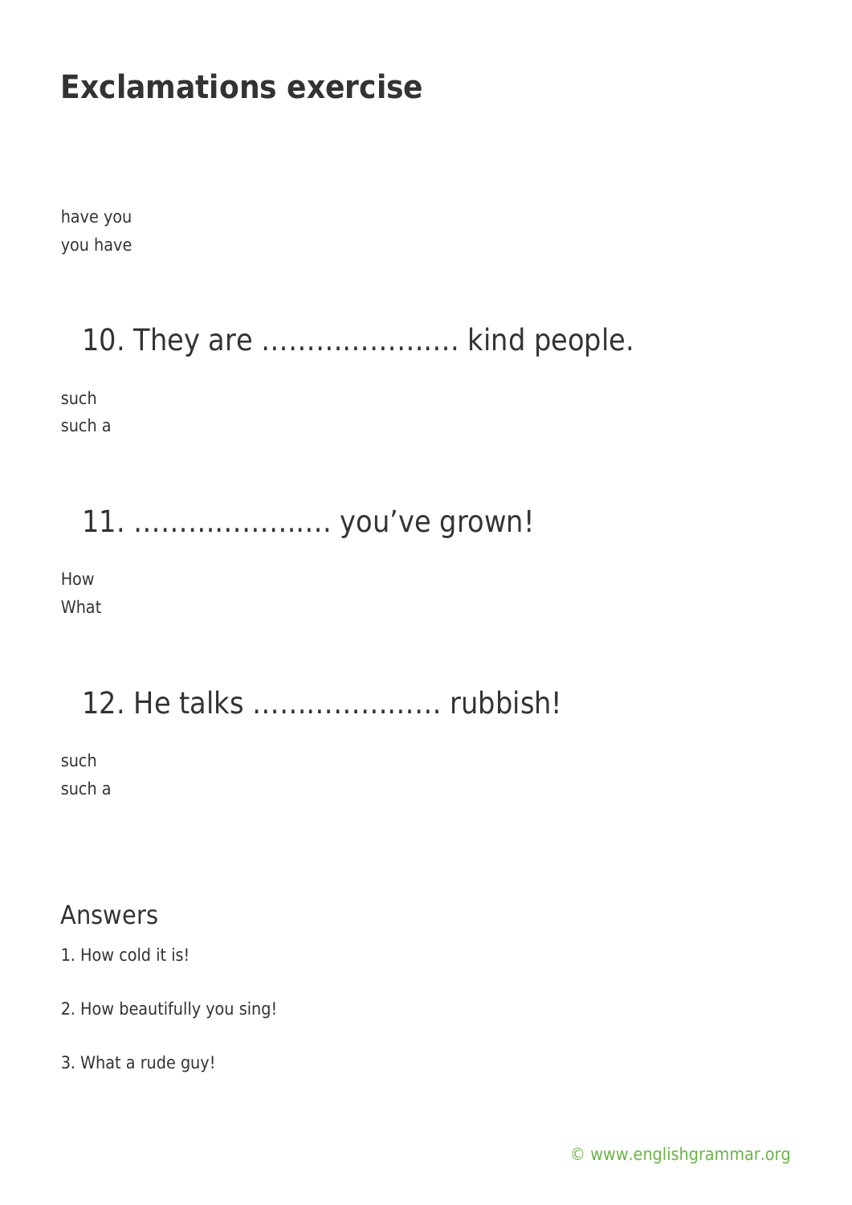# Exclamations exercise

have you
you have

## 10. They are …………………. kind people.

such
such a

## 11. …………………. you've grown!

How
What

## 12. He talks ………………… rubbish!

such
such a

## Answers

1. How cold it is!

2. How beautifully you sing!

3. What a rude guy!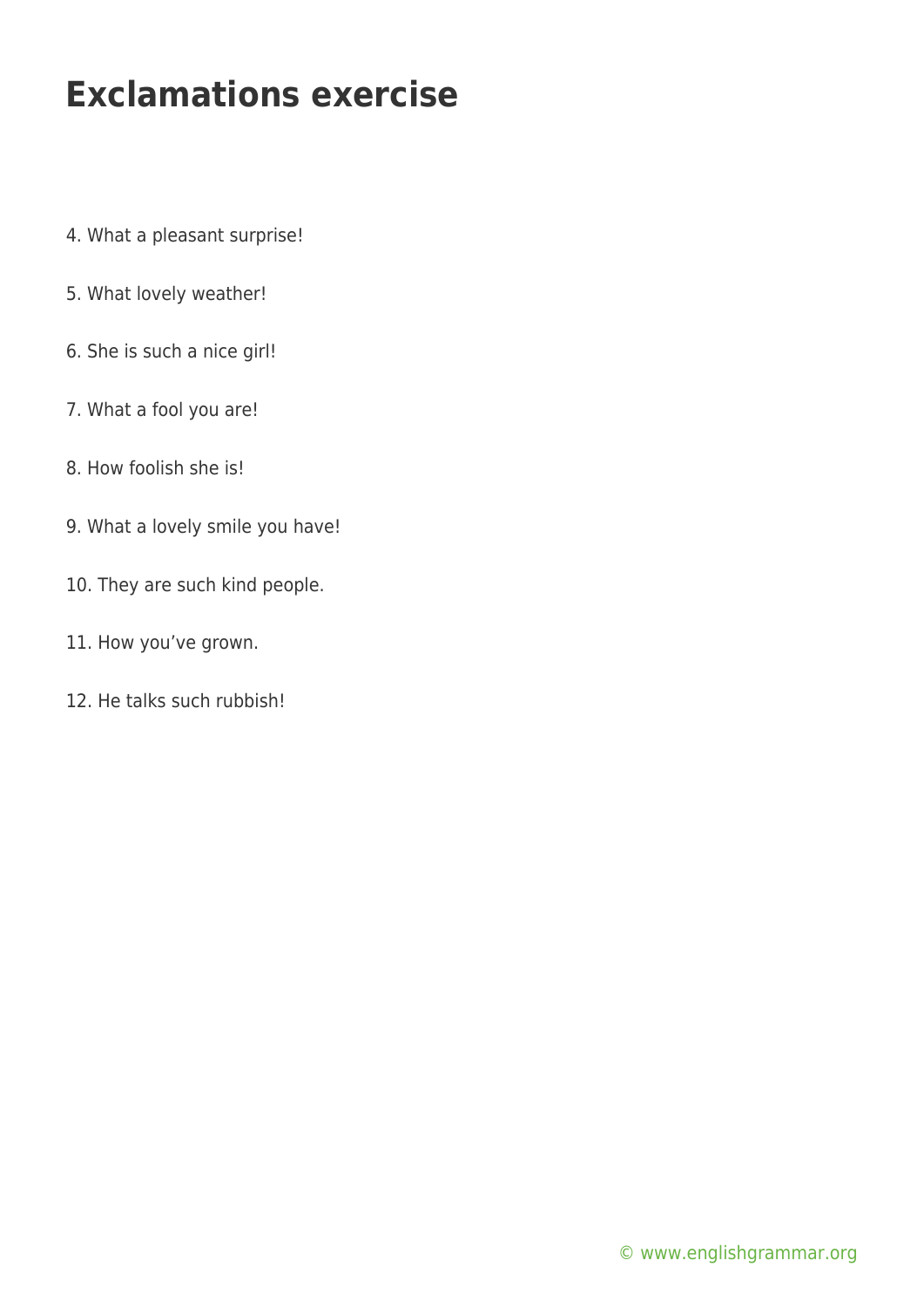# Exclamations exercise

4. What a pleasant surprise!

5. What lovely weather!

6. She is such a nice girl!

7. What a fool you are!

8. How foolish she is!

9. What a lovely smile you have!

10. They are such kind people.

11. How you’ve grown.

12. He talks such rubbish!